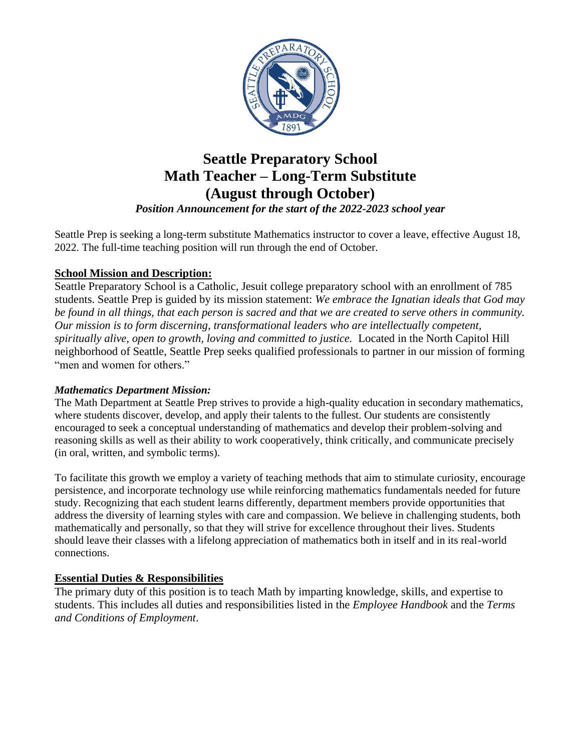# Seattle Preparatory School
# Math Teacher – Long-Term Substitute
# (August through October)

***Position Announcement for the start of the 2022-2023 school year***

Seattle Prep is seeking a long-term substitute Mathematics instructor to cover a leave, effective August 18, 2022. The full-time teaching position will run through the end of October.

## School Mission and Description:

Seattle Preparatory School is a Catholic, Jesuit college preparatory school with an enrollment of 785 students. Seattle Prep is guided by its mission statement: *We embrace the Ignatian ideals that God may be found in all things, that each person is sacred and that we are created to serve others in community. Our mission is to form discerning, transformational leaders who are intellectually competent, spiritually alive, open to growth, loving and committed to justice.* Located in the North Capitol Hill neighborhood of Seattle, Seattle Prep seeks qualified professionals to partner in our mission of forming "men and women for others."

### *Mathematics Department Mission:*

The Math Department at Seattle Prep strives to provide a high-quality education in secondary mathematics, where students discover, develop, and apply their talents to the fullest. Our students are consistently encouraged to seek a conceptual understanding of mathematics and develop their problem-solving and reasoning skills as well as their ability to work cooperatively, think critically, and communicate precisely (in oral, written, and symbolic terms).

To facilitate this growth we employ a variety of teaching methods that aim to stimulate curiosity, encourage persistence, and incorporate technology use while reinforcing mathematics fundamentals needed for future study. Recognizing that each student learns differently, department members provide opportunities that address the diversity of learning styles with care and compassion. We believe in challenging students, both mathematically and personally, so that they will strive for excellence throughout their lives. Students should leave their classes with a lifelong appreciation of mathematics both in itself and in its real-world connections.

## Essential Duties & Responsibilities

The primary duty of this position is to teach Math by imparting knowledge, skills, and expertise to students. This includes all duties and responsibilities listed in the *Employee Handbook* and the *Terms and Conditions of Employment*.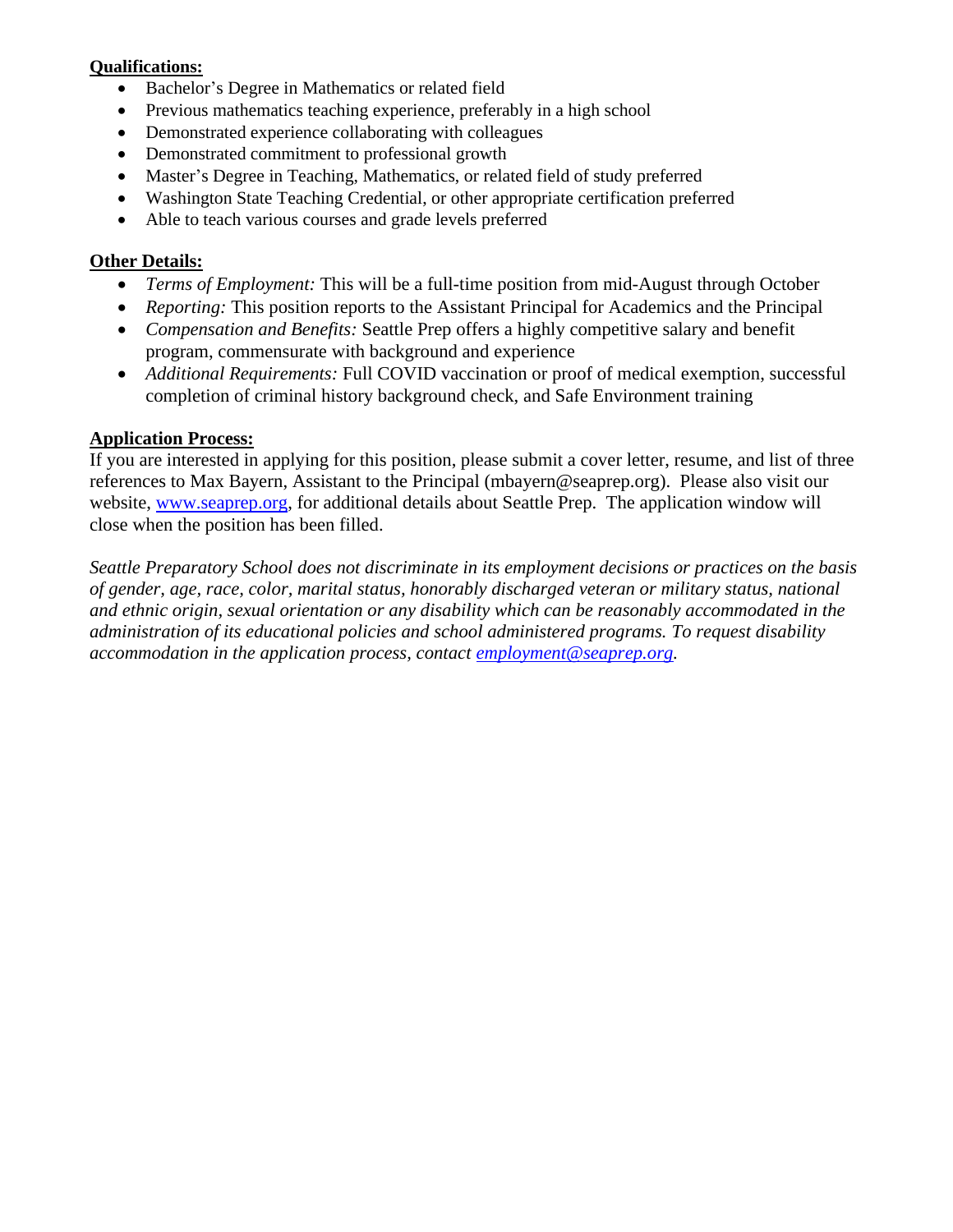**Qualifications:**

- Bachelor's Degree in Mathematics or related field
- Previous mathematics teaching experience, preferably in a high school
- Demonstrated experience collaborating with colleagues
- Demonstrated commitment to professional growth
- Master's Degree in Teaching, Mathematics, or related field of study preferred
- Washington State Teaching Credential, or other appropriate certification preferred
- Able to teach various courses and grade levels preferred

**Other Details:**

- *Terms of Employment:* This will be a full-time position from mid-August through October
- *Reporting:* This position reports to the Assistant Principal for Academics and the Principal
- *Compensation and Benefits:* Seattle Prep offers a highly competitive salary and benefit program, commensurate with background and experience
- *Additional Requirements:* Full COVID vaccination or proof of medical exemption, successful completion of criminal history background check, and Safe Environment training

**Application Process:**

If you are interested in applying for this position, please submit a cover letter, resume, and list of three references to Max Bayern, Assistant to the Principal (mbayern@seaprep.org). Please also visit our website, [www.seaprep.org](http://www.seaprep.org), for additional details about Seattle Prep. The application window will close when the position has been filled.

*Seattle Preparatory School does not discriminate in its employment decisions or practices on the basis of gender, age, race, color, marital status, honorably discharged veteran or military status, national and ethnic origin, sexual orientation or any disability which can be reasonably accommodated in the administration of its educational policies and school administered programs. To request disability accommodation in the application process, contact [employment@seaprep.org](mailto:employment@seaprep.org).*